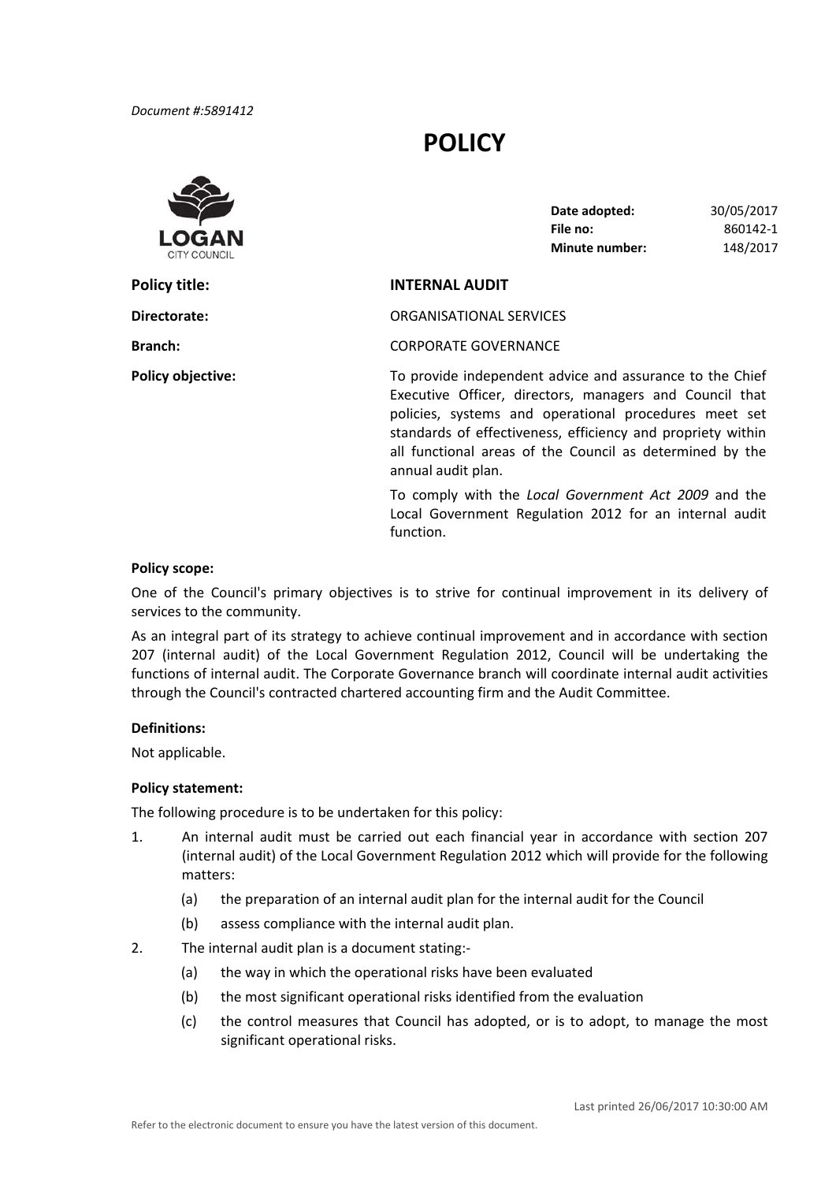Document #:5891412

# POLICY

LOGAN CITY COUNCIL

| | |
|---|---|
| **Date adopted:** | 30/05/2017 |
| **File no:** | 860142-1 |
| **Minute number:** | 148/2017 |

**Policy title:** **INTERNAL AUDIT**

**Directorate:** ORGANISATIONAL SERVICES

**Branch:** CORPORATE GOVERNANCE

**Policy objective:** To provide independent advice and assurance to the Chief Executive Officer, directors, managers and Council that policies, systems and operational procedures meet set standards of effectiveness, efficiency and propriety within all functional areas of the Council as determined by the annual audit plan.

To comply with the *Local Government Act 2009* and the Local Government Regulation 2012 for an internal audit function.

**Policy scope:**

One of the Council's primary objectives is to strive for continual improvement in its delivery of services to the community.

As an integral part of its strategy to achieve continual improvement and in accordance with section 207 (internal audit) of the Local Government Regulation 2012, Council will be undertaking the functions of internal audit. The Corporate Governance branch will coordinate internal audit activities through the Council's contracted chartered accounting firm and the Audit Committee.

**Definitions:**

Not applicable.

**Policy statement:**

The following procedure is to be undertaken for this policy:

1. An internal audit must be carried out each financial year in accordance with section 207 (internal audit) of the Local Government Regulation 2012 which will provide for the following matters:
   - (a) the preparation of an internal audit plan for the internal audit for the Council
   - (b) assess compliance with the internal audit plan.
2. The internal audit plan is a document stating:-
   - (a) the way in which the operational risks have been evaluated
   - (b) the most significant operational risks identified from the evaluation
   - (c) the control measures that Council has adopted, or is to adopt, to manage the most significant operational risks.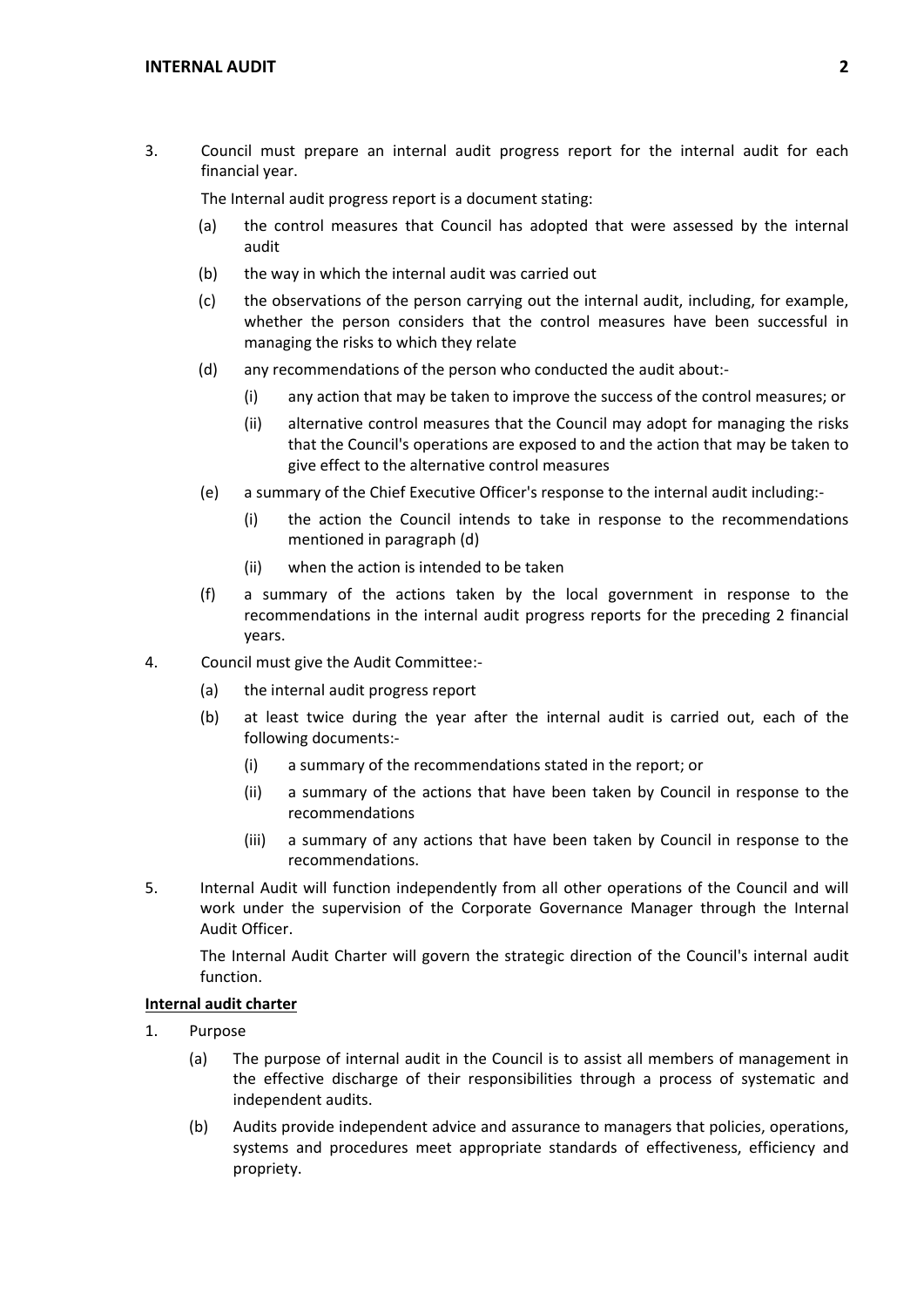3. Council must prepare an internal audit progress report for the internal audit for each financial year.

   The Internal audit progress report is a document stating:

   (a) the control measures that Council has adopted that were assessed by the internal audit

   (b) the way in which the internal audit was carried out

   (c) the observations of the person carrying out the internal audit, including, for example, whether the person considers that the control measures have been successful in managing the risks to which they relate

   (d) any recommendations of the person who conducted the audit about:-

      (i) any action that may be taken to improve the success of the control measures; or

      (ii) alternative control measures that the Council may adopt for managing the risks that the Council's operations are exposed to and the action that may be taken to give effect to the alternative control measures

   (e) a summary of the Chief Executive Officer's response to the internal audit including:-

      (i) the action the Council intends to take in response to the recommendations mentioned in paragraph (d)

      (ii) when the action is intended to be taken

   (f) a summary of the actions taken by the local government in response to the recommendations in the internal audit progress reports for the preceding 2 financial years.

4. Council must give the Audit Committee:-

   (a) the internal audit progress report

   (b) at least twice during the year after the internal audit is carried out, each of the following documents:-

      (i) a summary of the recommendations stated in the report; or

      (ii) a summary of the actions that have been taken by Council in response to the recommendations

      (iii) a summary of any actions that have been taken by Council in response to the recommendations.

5. Internal Audit will function independently from all other operations of the Council and will work under the supervision of the Corporate Governance Manager through the Internal Audit Officer.

   The Internal Audit Charter will govern the strategic direction of the Council's internal audit function.

**<u>Internal audit charter</u>**

1. Purpose

   (a) The purpose of internal audit in the Council is to assist all members of management in the effective discharge of their responsibilities through a process of systematic and independent audits.

   (b) Audits provide independent advice and assurance to managers that policies, operations, systems and procedures meet appropriate standards of effectiveness, efficiency and propriety.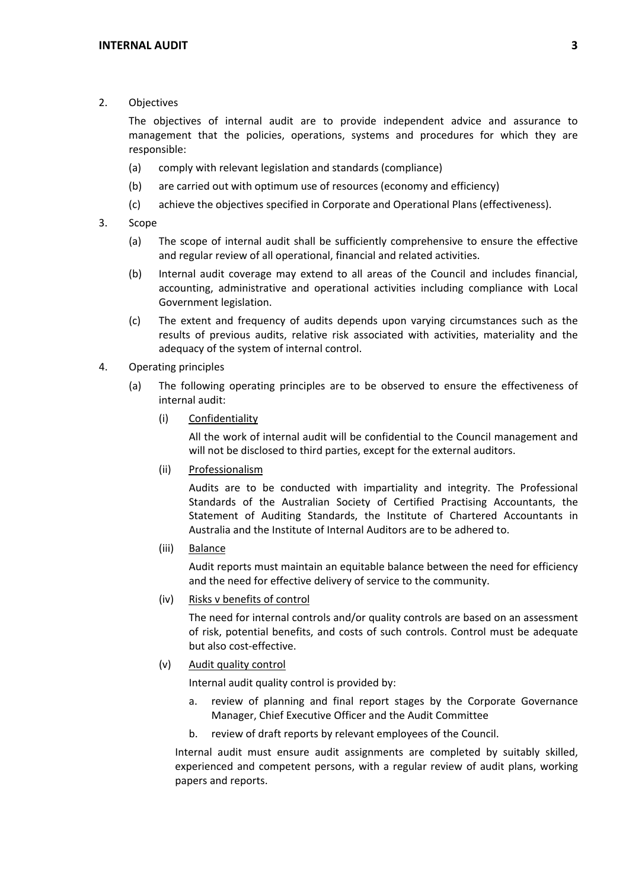2. Objectives

   The objectives of internal audit are to provide independent advice and assurance to management that the policies, operations, systems and procedures for which they are responsible:

   (a) comply with relevant legislation and standards (compliance)

   (b) are carried out with optimum use of resources (economy and efficiency)

   (c) achieve the objectives specified in Corporate and Operational Plans (effectiveness).

3. Scope

   (a) The scope of internal audit shall be sufficiently comprehensive to ensure the effective and regular review of all operational, financial and related activities.

   (b) Internal audit coverage may extend to all areas of the Council and includes financial, accounting, administrative and operational activities including compliance with Local Government legislation.

   (c) The extent and frequency of audits depends upon varying circumstances such as the results of previous audits, relative risk associated with activities, materiality and the adequacy of the system of internal control.

4. Operating principles

   (a) The following operating principles are to be observed to ensure the effectiveness of internal audit:

      (i) Confidentiality

      All the work of internal audit will be confidential to the Council management and will not be disclosed to third parties, except for the external auditors.

      (ii) Professionalism

      Audits are to be conducted with impartiality and integrity. The Professional Standards of the Australian Society of Certified Practising Accountants, the Statement of Auditing Standards, the Institute of Chartered Accountants in Australia and the Institute of Internal Auditors are to be adhered to.

      (iii) Balance

      Audit reports must maintain an equitable balance between the need for efficiency and the need for effective delivery of service to the community.

      (iv) Risks v benefits of control

      The need for internal controls and/or quality controls are based on an assessment of risk, potential benefits, and costs of such controls. Control must be adequate but also cost-effective.

      (v) Audit quality control

      Internal audit quality control is provided by:

      a. review of planning and final report stages by the Corporate Governance Manager, Chief Executive Officer and the Audit Committee

      b. review of draft reports by relevant employees of the Council.

   Internal audit must ensure audit assignments are completed by suitably skilled, experienced and competent persons, with a regular review of audit plans, working papers and reports.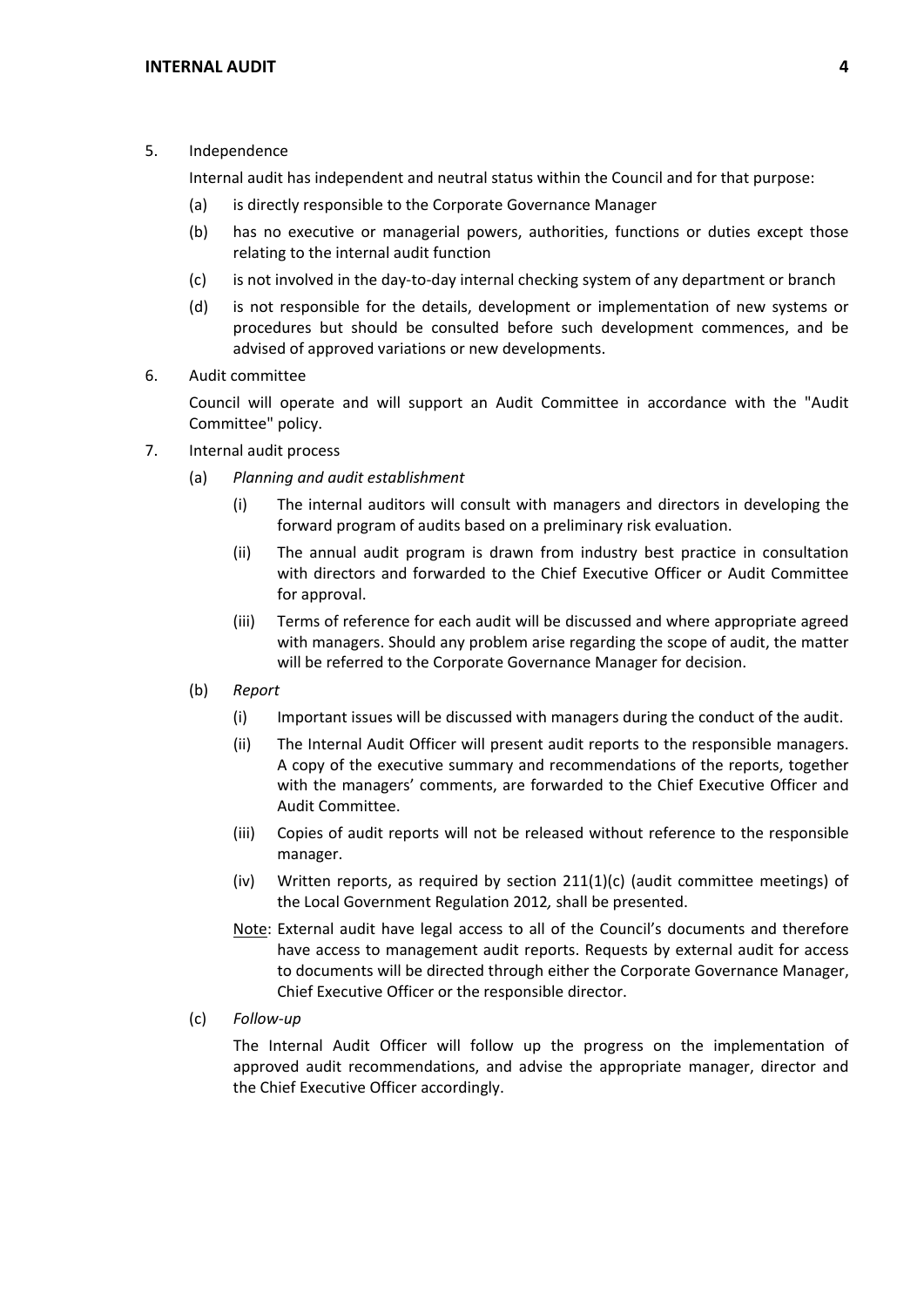5. Independence

   Internal audit has independent and neutral status within the Council and for that purpose:

   (a) is directly responsible to the Corporate Governance Manager

   (b) has no executive or managerial powers, authorities, functions or duties except those relating to the internal audit function

   (c) is not involved in the day-to-day internal checking system of any department or branch

   (d) is not responsible for the details, development or implementation of new systems or procedures but should be consulted before such development commences, and be advised of approved variations or new developments.

6. Audit committee

   Council will operate and will support an Audit Committee in accordance with the "Audit Committee" policy.

7. Internal audit process

   (a) *Planning and audit establishment*

      (i) The internal auditors will consult with managers and directors in developing the forward program of audits based on a preliminary risk evaluation.

      (ii) The annual audit program is drawn from industry best practice in consultation with directors and forwarded to the Chief Executive Officer or Audit Committee for approval.

      (iii) Terms of reference for each audit will be discussed and where appropriate agreed with managers. Should any problem arise regarding the scope of audit, the matter will be referred to the Corporate Governance Manager for decision.

   (b) *Report*

      (i) Important issues will be discussed with managers during the conduct of the audit.

      (ii) The Internal Audit Officer will present audit reports to the responsible managers. A copy of the executive summary and recommendations of the reports, together with the managers' comments, are forwarded to the Chief Executive Officer and Audit Committee.

      (iii) Copies of audit reports will not be released without reference to the responsible manager.

      (iv) Written reports, as required by section 211(1)(c) (audit committee meetings) of the Local Government Regulation 2012*,* shall be presented.

      Note: External audit have legal access to all of the Council's documents and therefore have access to management audit reports. Requests by external audit for access to documents will be directed through either the Corporate Governance Manager, Chief Executive Officer or the responsible director.

   (c) *Follow-up*

      The Internal Audit Officer will follow up the progress on the implementation of approved audit recommendations, and advise the appropriate manager, director and the Chief Executive Officer accordingly.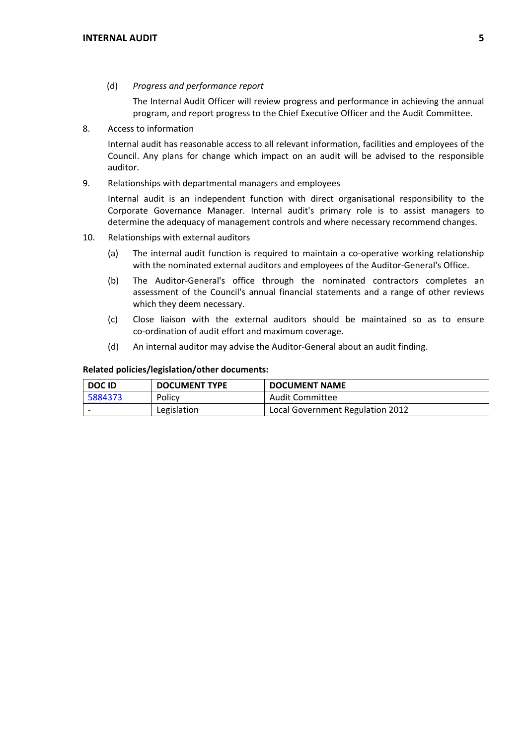(d) *Progress and performance report*

The Internal Audit Officer will review progress and performance in achieving the annual program, and report progress to the Chief Executive Officer and the Audit Committee.

8. Access to information

   Internal audit has reasonable access to all relevant information, facilities and employees of the Council. Any plans for change which impact on an audit will be advised to the responsible auditor.

9. Relationships with departmental managers and employees

   Internal audit is an independent function with direct organisational responsibility to the Corporate Governance Manager. Internal audit's primary role is to assist managers to determine the adequacy of management controls and where necessary recommend changes.

10. Relationships with external auditors

    (a) The internal audit function is required to maintain a co-operative working relationship with the nominated external auditors and employees of the Auditor-General's Office.

    (b) The Auditor-General's office through the nominated contractors completes an assessment of the Council's annual financial statements and a range of other reviews which they deem necessary.

    (c) Close liaison with the external auditors should be maintained so as to ensure co-ordination of audit effort and maximum coverage.

    (d) An internal auditor may advise the Auditor-General about an audit finding.

**Related policies/legislation/other documents:**

| DOC ID | DOCUMENT TYPE | DOCUMENT NAME |
|---|---|---|
| 5884373 | Policy | Audit Committee |
| - | Legislation | Local Government Regulation 2012 |